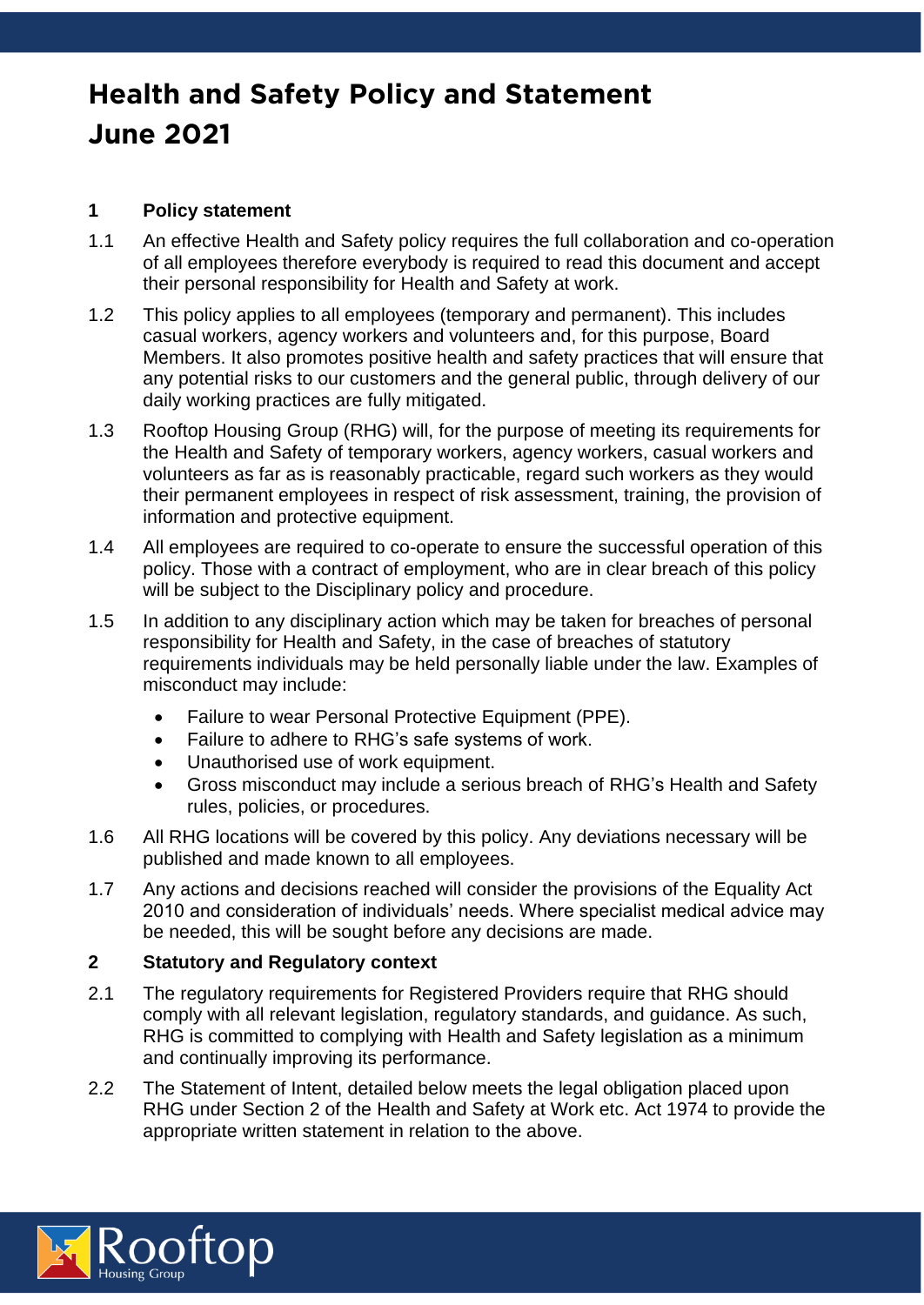# Health and Safety Policy and Statement June 2021

## 1 Policy statement

1.1 An effective Health and Safety policy requires the full collaboration and co-operation of all employees therefore everybody is required to read this document and accept their personal responsibility for Health and Safety at work.

1.2 This policy applies to all employees (temporary and permanent). This includes casual workers, agency workers and volunteers and, for this purpose, Board Members. It also promotes positive health and safety practices that will ensure that any potential risks to our customers and the general public, through delivery of our daily working practices are fully mitigated.

1.3 Rooftop Housing Group (RHG) will, for the purpose of meeting its requirements for the Health and Safety of temporary workers, agency workers, casual workers and volunteers as far as is reasonably practicable, regard such workers as they would their permanent employees in respect of risk assessment, training, the provision of information and protective equipment.

1.4 All employees are required to co-operate to ensure the successful operation of this policy. Those with a contract of employment, who are in clear breach of this policy will be subject to the Disciplinary policy and procedure.

1.5 In addition to any disciplinary action which may be taken for breaches of personal responsibility for Health and Safety, in the case of breaches of statutory requirements individuals may be held personally liable under the law. Examples of misconduct may include:

- Failure to wear Personal Protective Equipment (PPE).
- Failure to adhere to RHG's safe systems of work.
- Unauthorised use of work equipment.
- Gross misconduct may include a serious breach of RHG's Health and Safety rules, policies, or procedures.

1.6 All RHG locations will be covered by this policy. Any deviations necessary will be published and made known to all employees.

1.7 Any actions and decisions reached will consider the provisions of the Equality Act 2010 and consideration of individuals' needs. Where specialist medical advice may be needed, this will be sought before any decisions are made.

## 2 Statutory and Regulatory context

2.1 The regulatory requirements for Registered Providers require that RHG should comply with all relevant legislation, regulatory standards, and guidance. As such, RHG is committed to complying with Health and Safety legislation as a minimum and continually improving its performance.

2.2 The Statement of Intent, detailed below meets the legal obligation placed upon RHG under Section 2 of the Health and Safety at Work etc. Act 1974 to provide the appropriate written statement in relation to the above.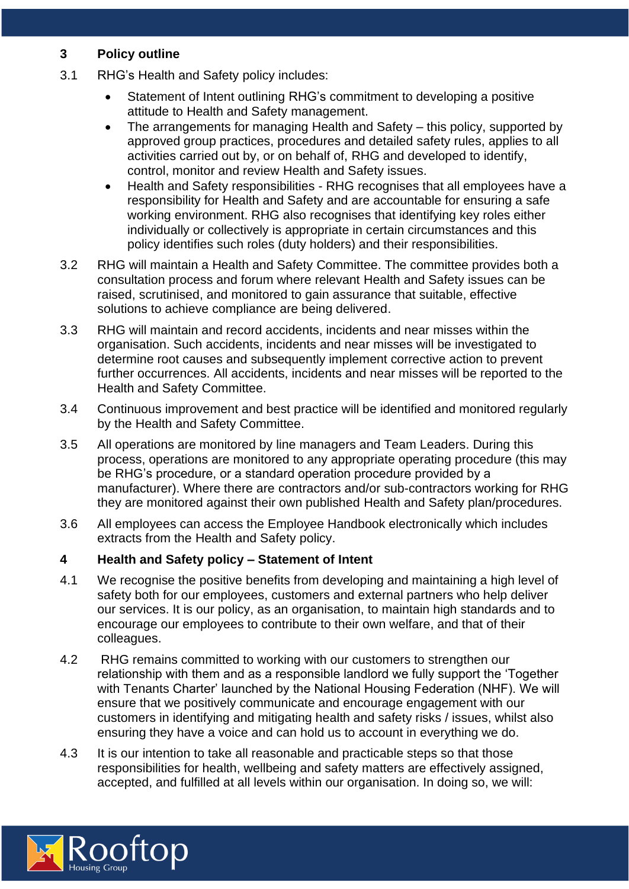## 3 Policy outline

3.1 RHG's Health and Safety policy includes:

- Statement of Intent outlining RHG's commitment to developing a positive attitude to Health and Safety management.
- The arrangements for managing Health and Safety – this policy, supported by approved group practices, procedures and detailed safety rules, applies to all activities carried out by, or on behalf of, RHG and developed to identify, control, monitor and review Health and Safety issues.
- Health and Safety responsibilities - RHG recognises that all employees have a responsibility for Health and Safety and are accountable for ensuring a safe working environment. RHG also recognises that identifying key roles either individually or collectively is appropriate in certain circumstances and this policy identifies such roles (duty holders) and their responsibilities.

3.2 RHG will maintain a Health and Safety Committee. The committee provides both a consultation process and forum where relevant Health and Safety issues can be raised, scrutinised, and monitored to gain assurance that suitable, effective solutions to achieve compliance are being delivered.

3.3 RHG will maintain and record accidents, incidents and near misses within the organisation. Such accidents, incidents and near misses will be investigated to determine root causes and subsequently implement corrective action to prevent further occurrences. All accidents, incidents and near misses will be reported to the Health and Safety Committee.

3.4 Continuous improvement and best practice will be identified and monitored regularly by the Health and Safety Committee.

3.5 All operations are monitored by line managers and Team Leaders. During this process, operations are monitored to any appropriate operating procedure (this may be RHG's procedure, or a standard operation procedure provided by a manufacturer). Where there are contractors and/or sub-contractors working for RHG they are monitored against their own published Health and Safety plan/procedures.

3.6 All employees can access the Employee Handbook electronically which includes extracts from the Health and Safety policy.

## 4 Health and Safety policy – Statement of Intent

4.1 We recognise the positive benefits from developing and maintaining a high level of safety both for our employees, customers and external partners who help deliver our services. It is our policy, as an organisation, to maintain high standards and to encourage our employees to contribute to their own welfare, and that of their colleagues.

4.2 RHG remains committed to working with our customers to strengthen our relationship with them and as a responsible landlord we fully support the 'Together with Tenants Charter' launched by the National Housing Federation (NHF). We will ensure that we positively communicate and encourage engagement with our customers in identifying and mitigating health and safety risks / issues, whilst also ensuring they have a voice and can hold us to account in everything we do.

4.3 It is our intention to take all reasonable and practicable steps so that those responsibilities for health, wellbeing and safety matters are effectively assigned, accepted, and fulfilled at all levels within our organisation. In doing so, we will: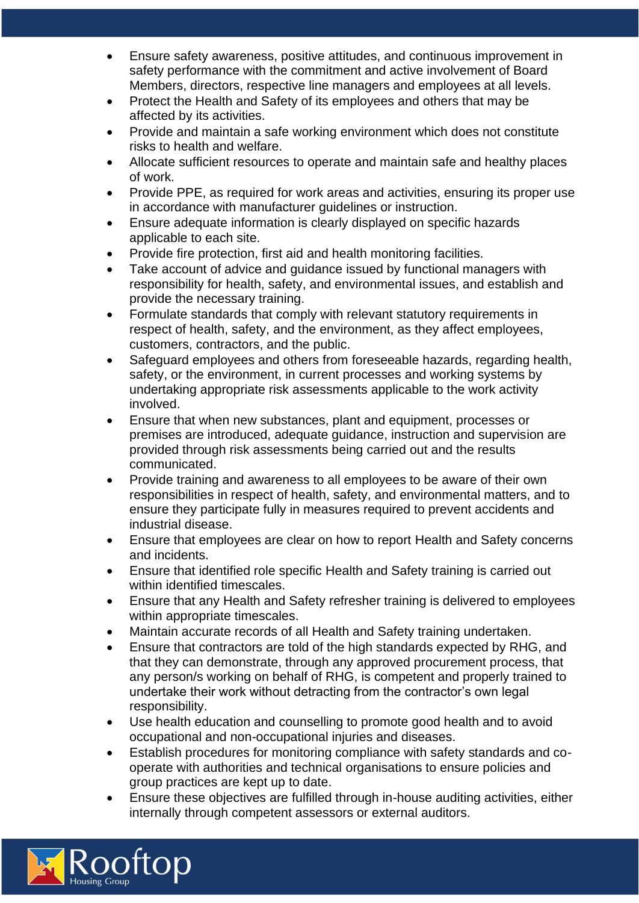- Ensure safety awareness, positive attitudes, and continuous improvement in safety performance with the commitment and active involvement of Board Members, directors, respective line managers and employees at all levels.
- Protect the Health and Safety of its employees and others that may be affected by its activities.
- Provide and maintain a safe working environment which does not constitute risks to health and welfare.
- Allocate sufficient resources to operate and maintain safe and healthy places of work.
- Provide PPE, as required for work areas and activities, ensuring its proper use in accordance with manufacturer guidelines or instruction.
- Ensure adequate information is clearly displayed on specific hazards applicable to each site.
- Provide fire protection, first aid and health monitoring facilities.
- Take account of advice and guidance issued by functional managers with responsibility for health, safety, and environmental issues, and establish and provide the necessary training.
- Formulate standards that comply with relevant statutory requirements in respect of health, safety, and the environment, as they affect employees, customers, contractors, and the public.
- Safeguard employees and others from foreseeable hazards, regarding health, safety, or the environment, in current processes and working systems by undertaking appropriate risk assessments applicable to the work activity involved.
- Ensure that when new substances, plant and equipment, processes or premises are introduced, adequate guidance, instruction and supervision are provided through risk assessments being carried out and the results communicated.
- Provide training and awareness to all employees to be aware of their own responsibilities in respect of health, safety, and environmental matters, and to ensure they participate fully in measures required to prevent accidents and industrial disease.
- Ensure that employees are clear on how to report Health and Safety concerns and incidents.
- Ensure that identified role specific Health and Safety training is carried out within identified timescales.
- Ensure that any Health and Safety refresher training is delivered to employees within appropriate timescales.
- Maintain accurate records of all Health and Safety training undertaken.
- Ensure that contractors are told of the high standards expected by RHG, and that they can demonstrate, through any approved procurement process, that any person/s working on behalf of RHG, is competent and properly trained to undertake their work without detracting from the contractor's own legal responsibility.
- Use health education and counselling to promote good health and to avoid occupational and non-occupational injuries and diseases.
- Establish procedures for monitoring compliance with safety standards and co-operate with authorities and technical organisations to ensure policies and group practices are kept up to date.
- Ensure these objectives are fulfilled through in-house auditing activities, either internally through competent assessors or external auditors.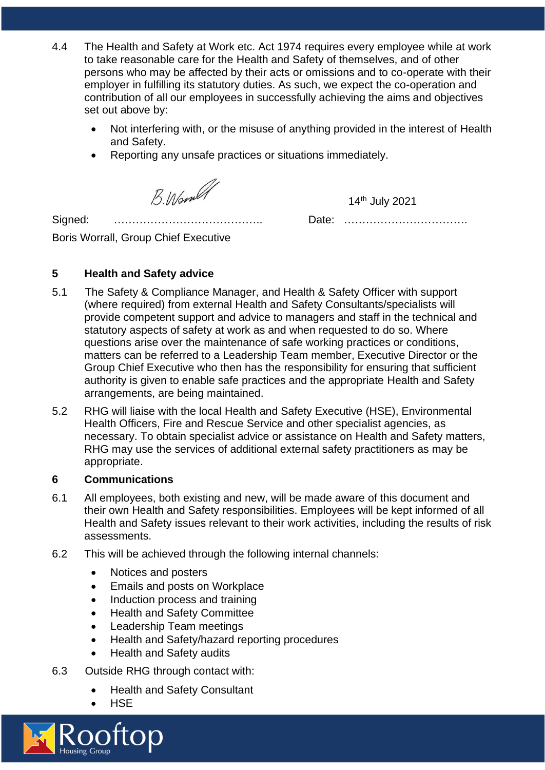4.4 The Health and Safety at Work etc. Act 1974 requires every employee while at work to take reasonable care for the Health and Safety of themselves, and of other persons who may be affected by their acts or omissions and to co-operate with their employer in fulfilling its statutory duties. As such, we expect the co-operation and contribution of all our employees in successfully achieving the aims and objectives set out above by:

- Not interfering with, or the misuse of anything provided in the interest of Health and Safety.
- Reporting any unsafe practices or situations immediately.

Signed: B.Worrall Date: 14th July 2021

Boris Worrall, Group Chief Executive

## 5 Health and Safety advice

5.1 The Safety & Compliance Manager, and Health & Safety Officer with support (where required) from external Health and Safety Consultants/specialists will provide competent support and advice to managers and staff in the technical and statutory aspects of safety at work as and when requested to do so. Where questions arise over the maintenance of safe working practices or conditions, matters can be referred to a Leadership Team member, Executive Director or the Group Chief Executive who then has the responsibility for ensuring that sufficient authority is given to enable safe practices and the appropriate Health and Safety arrangements, are being maintained.

5.2 RHG will liaise with the local Health and Safety Executive (HSE), Environmental Health Officers, Fire and Rescue Service and other specialist agencies, as necessary. To obtain specialist advice or assistance on Health and Safety matters, RHG may use the services of additional external safety practitioners as may be appropriate.

## 6 Communications

6.1 All employees, both existing and new, will be made aware of this document and their own Health and Safety responsibilities. Employees will be kept informed of all Health and Safety issues relevant to their work activities, including the results of risk assessments.

6.2 This will be achieved through the following internal channels:

- Notices and posters
- Emails and posts on Workplace
- Induction process and training
- Health and Safety Committee
- Leadership Team meetings
- Health and Safety/hazard reporting procedures
- Health and Safety audits

6.3 Outside RHG through contact with:

- Health and Safety Consultant
- HSE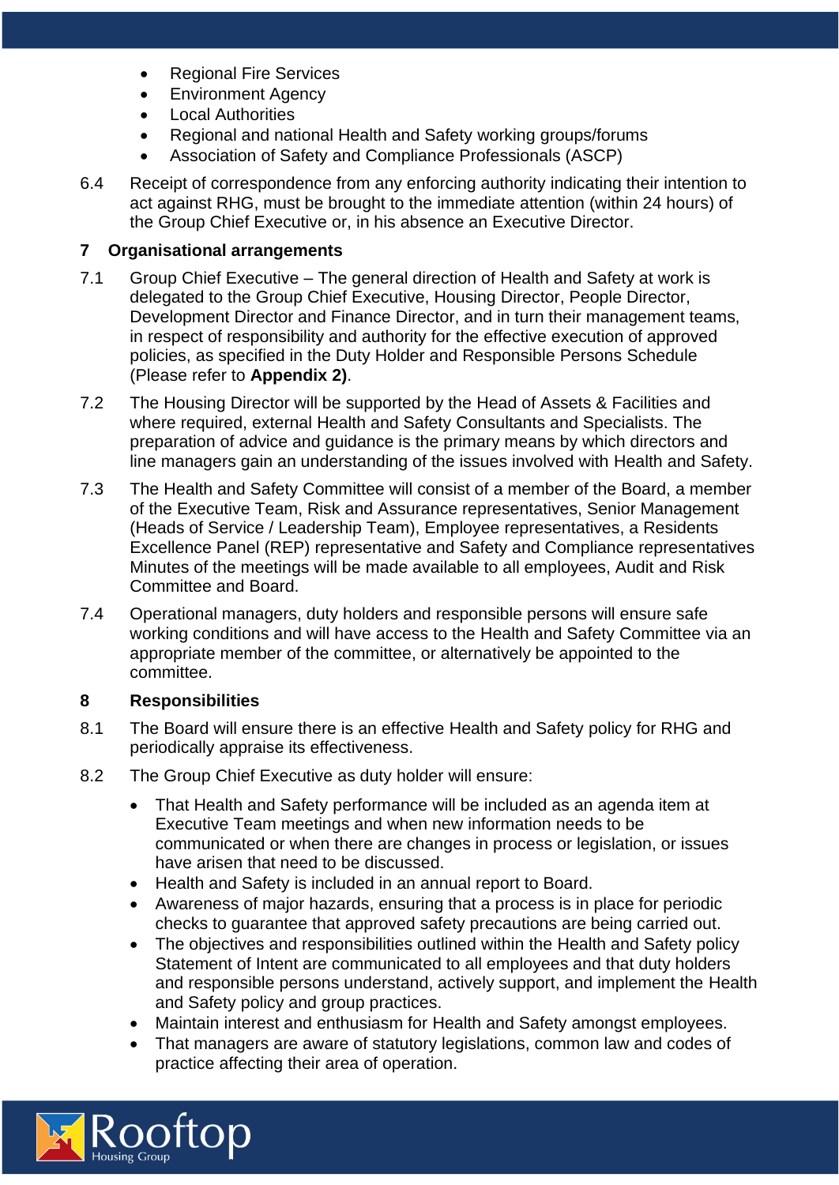- Regional Fire Services
- Environment Agency
- Local Authorities
- Regional and national Health and Safety working groups/forums
- Association of Safety and Compliance Professionals (ASCP)

6.4 Receipt of correspondence from any enforcing authority indicating their intention to act against RHG, must be brought to the immediate attention (within 24 hours) of the Group Chief Executive or, in his absence an Executive Director.

## 7 Organisational arrangements

7.1 Group Chief Executive – The general direction of Health and Safety at work is delegated to the Group Chief Executive, Housing Director, People Director, Development Director and Finance Director, and in turn their management teams, in respect of responsibility and authority for the effective execution of approved policies, as specified in the Duty Holder and Responsible Persons Schedule (Please refer to **Appendix 2)**.

7.2 The Housing Director will be supported by the Head of Assets & Facilities and where required, external Health and Safety Consultants and Specialists. The preparation of advice and guidance is the primary means by which directors and line managers gain an understanding of the issues involved with Health and Safety.

7.3 The Health and Safety Committee will consist of a member of the Board, a member of the Executive Team, Risk and Assurance representatives, Senior Management (Heads of Service / Leadership Team), Employee representatives, a Residents Excellence Panel (REP) representative and Safety and Compliance representatives Minutes of the meetings will be made available to all employees, Audit and Risk Committee and Board.

7.4 Operational managers, duty holders and responsible persons will ensure safe working conditions and will have access to the Health and Safety Committee via an appropriate member of the committee, or alternatively be appointed to the committee.

## 8 Responsibilities

8.1 The Board will ensure there is an effective Health and Safety policy for RHG and periodically appraise its effectiveness.

8.2 The Group Chief Executive as duty holder will ensure:

- That Health and Safety performance will be included as an agenda item at Executive Team meetings and when new information needs to be communicated or when there are changes in process or legislation, or issues have arisen that need to be discussed.
- Health and Safety is included in an annual report to Board.
- Awareness of major hazards, ensuring that a process is in place for periodic checks to guarantee that approved safety precautions are being carried out.
- The objectives and responsibilities outlined within the Health and Safety policy Statement of Intent are communicated to all employees and that duty holders and responsible persons understand, actively support, and implement the Health and Safety policy and group practices.
- Maintain interest and enthusiasm for Health and Safety amongst employees.
- That managers are aware of statutory legislations, common law and codes of practice affecting their area of operation.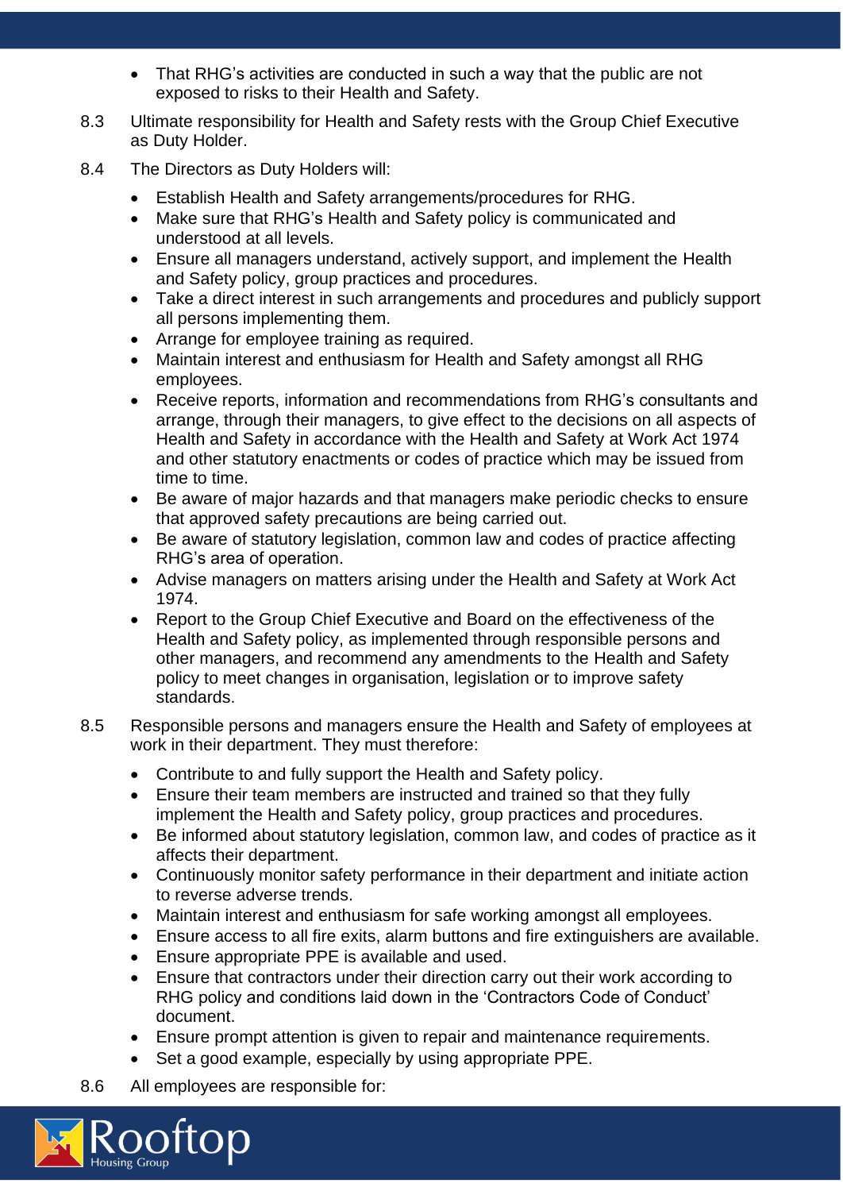- That RHG's activities are conducted in such a way that the public are not exposed to risks to their Health and Safety.

8.3 Ultimate responsibility for Health and Safety rests with the Group Chief Executive as Duty Holder.

8.4 The Directors as Duty Holders will:

- Establish Health and Safety arrangements/procedures for RHG.
- Make sure that RHG's Health and Safety policy is communicated and understood at all levels.
- Ensure all managers understand, actively support, and implement the Health and Safety policy, group practices and procedures.
- Take a direct interest in such arrangements and procedures and publicly support all persons implementing them.
- Arrange for employee training as required.
- Maintain interest and enthusiasm for Health and Safety amongst all RHG employees.
- Receive reports, information and recommendations from RHG's consultants and arrange, through their managers, to give effect to the decisions on all aspects of Health and Safety in accordance with the Health and Safety at Work Act 1974 and other statutory enactments or codes of practice which may be issued from time to time.
- Be aware of major hazards and that managers make periodic checks to ensure that approved safety precautions are being carried out.
- Be aware of statutory legislation, common law and codes of practice affecting RHG's area of operation.
- Advise managers on matters arising under the Health and Safety at Work Act 1974.
- Report to the Group Chief Executive and Board on the effectiveness of the Health and Safety policy, as implemented through responsible persons and other managers, and recommend any amendments to the Health and Safety policy to meet changes in organisation, legislation or to improve safety standards.

8.5 Responsible persons and managers ensure the Health and Safety of employees at work in their department. They must therefore:

- Contribute to and fully support the Health and Safety policy.
- Ensure their team members are instructed and trained so that they fully implement the Health and Safety policy, group practices and procedures.
- Be informed about statutory legislation, common law, and codes of practice as it affects their department.
- Continuously monitor safety performance in their department and initiate action to reverse adverse trends.
- Maintain interest and enthusiasm for safe working amongst all employees.
- Ensure access to all fire exits, alarm buttons and fire extinguishers are available.
- Ensure appropriate PPE is available and used.
- Ensure that contractors under their direction carry out their work according to RHG policy and conditions laid down in the 'Contractors Code of Conduct' document.
- Ensure prompt attention is given to repair and maintenance requirements.
- Set a good example, especially by using appropriate PPE.

8.6 All employees are responsible for: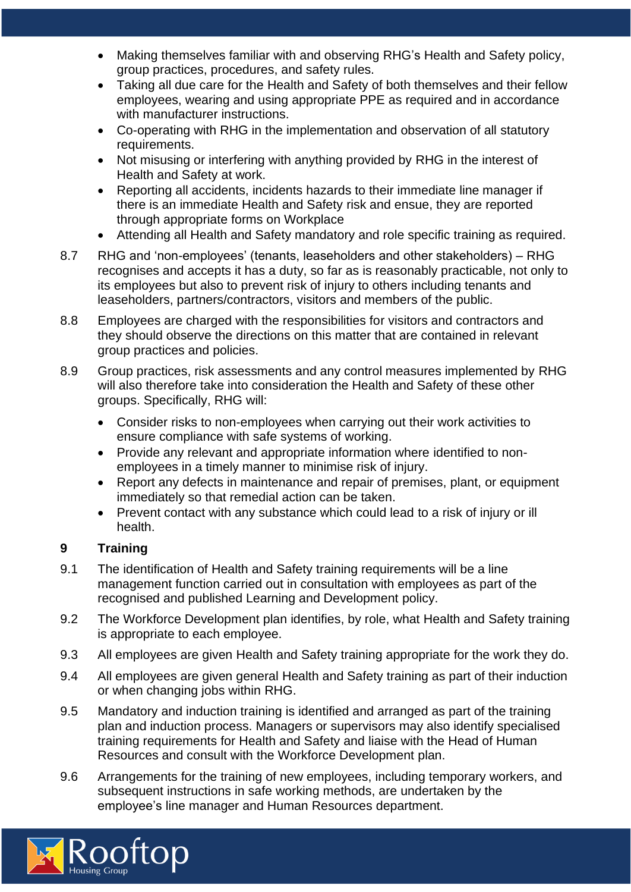- Making themselves familiar with and observing RHG's Health and Safety policy, group practices, procedures, and safety rules.
- Taking all due care for the Health and Safety of both themselves and their fellow employees, wearing and using appropriate PPE as required and in accordance with manufacturer instructions.
- Co-operating with RHG in the implementation and observation of all statutory requirements.
- Not misusing or interfering with anything provided by RHG in the interest of Health and Safety at work.
- Reporting all accidents, incidents hazards to their immediate line manager if there is an immediate Health and Safety risk and ensue, they are reported through appropriate forms on Workplace
- Attending all Health and Safety mandatory and role specific training as required.

8.7 RHG and 'non-employees' (tenants, leaseholders and other stakeholders) – RHG recognises and accepts it has a duty, so far as is reasonably practicable, not only to its employees but also to prevent risk of injury to others including tenants and leaseholders, partners/contractors, visitors and members of the public.

8.8 Employees are charged with the responsibilities for visitors and contractors and they should observe the directions on this matter that are contained in relevant group practices and policies.

8.9 Group practices, risk assessments and any control measures implemented by RHG will also therefore take into consideration the Health and Safety of these other groups. Specifically, RHG will:

- Consider risks to non-employees when carrying out their work activities to ensure compliance with safe systems of working.
- Provide any relevant and appropriate information where identified to non-employees in a timely manner to minimise risk of injury.
- Report any defects in maintenance and repair of premises, plant, or equipment immediately so that remedial action can be taken.
- Prevent contact with any substance which could lead to a risk of injury or ill health.

## 9 Training

9.1 The identification of Health and Safety training requirements will be a line management function carried out in consultation with employees as part of the recognised and published Learning and Development policy.

9.2 The Workforce Development plan identifies, by role, what Health and Safety training is appropriate to each employee.

9.3 All employees are given Health and Safety training appropriate for the work they do.

9.4 All employees are given general Health and Safety training as part of their induction or when changing jobs within RHG.

9.5 Mandatory and induction training is identified and arranged as part of the training plan and induction process. Managers or supervisors may also identify specialised training requirements for Health and Safety and liaise with the Head of Human Resources and consult with the Workforce Development plan.

9.6 Arrangements for the training of new employees, including temporary workers, and subsequent instructions in safe working methods, are undertaken by the employee's line manager and Human Resources department.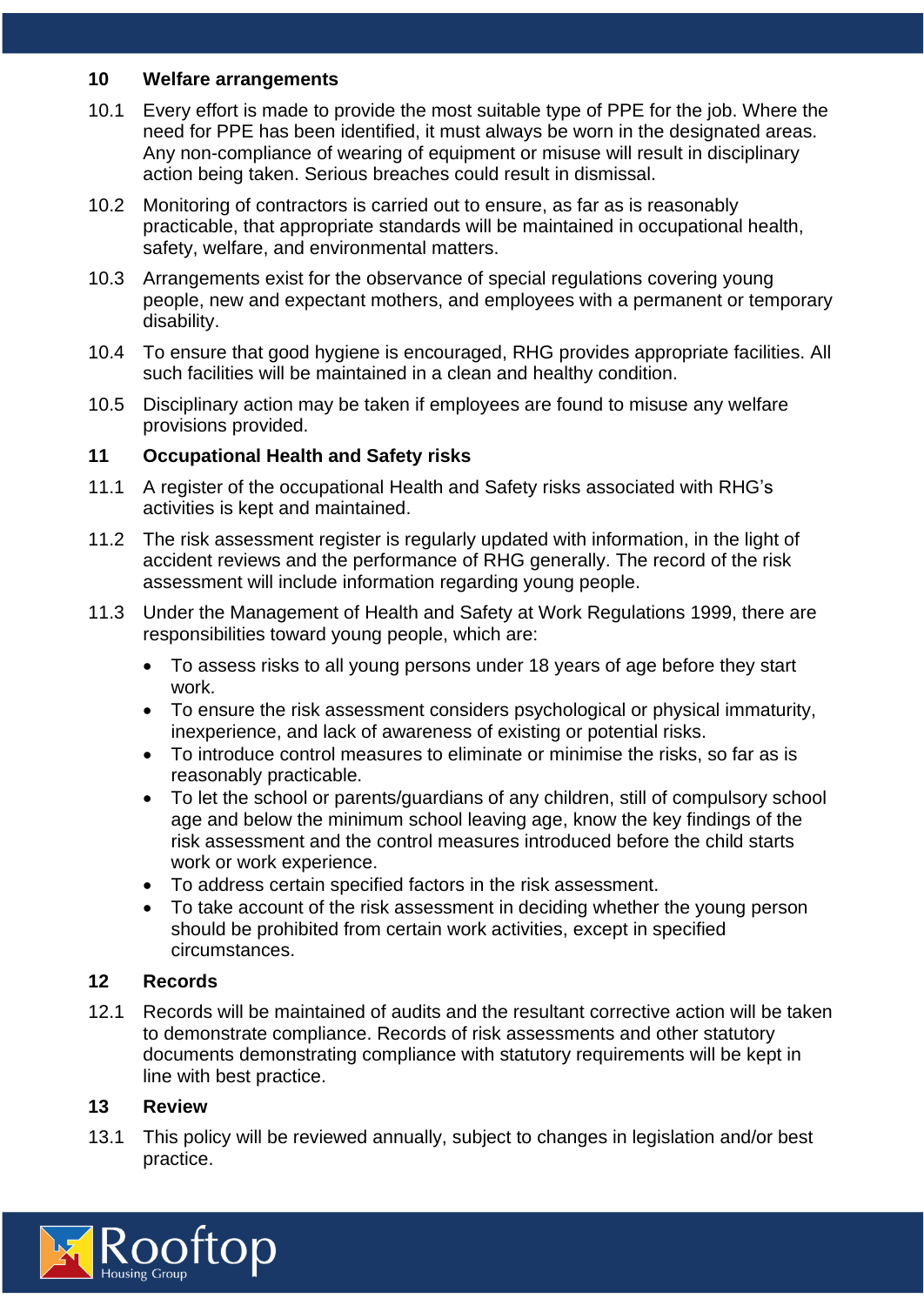## 10 Welfare arrangements

10.1 Every effort is made to provide the most suitable type of PPE for the job. Where the need for PPE has been identified, it must always be worn in the designated areas. Any non-compliance of wearing of equipment or misuse will result in disciplinary action being taken. Serious breaches could result in dismissal.

10.2 Monitoring of contractors is carried out to ensure, as far as is reasonably practicable, that appropriate standards will be maintained in occupational health, safety, welfare, and environmental matters.

10.3 Arrangements exist for the observance of special regulations covering young people, new and expectant mothers, and employees with a permanent or temporary disability.

10.4 To ensure that good hygiene is encouraged, RHG provides appropriate facilities. All such facilities will be maintained in a clean and healthy condition.

10.5 Disciplinary action may be taken if employees are found to misuse any welfare provisions provided.

## 11 Occupational Health and Safety risks

11.1 A register of the occupational Health and Safety risks associated with RHG's activities is kept and maintained.

11.2 The risk assessment register is regularly updated with information, in the light of accident reviews and the performance of RHG generally. The record of the risk assessment will include information regarding young people.

11.3 Under the Management of Health and Safety at Work Regulations 1999, there are responsibilities toward young people, which are:

- To assess risks to all young persons under 18 years of age before they start work.
- To ensure the risk assessment considers psychological or physical immaturity, inexperience, and lack of awareness of existing or potential risks.
- To introduce control measures to eliminate or minimise the risks, so far as is reasonably practicable.
- To let the school or parents/guardians of any children, still of compulsory school age and below the minimum school leaving age, know the key findings of the risk assessment and the control measures introduced before the child starts work or work experience.
- To address certain specified factors in the risk assessment.
- To take account of the risk assessment in deciding whether the young person should be prohibited from certain work activities, except in specified circumstances.

## 12 Records

12.1 Records will be maintained of audits and the resultant corrective action will be taken to demonstrate compliance. Records of risk assessments and other statutory documents demonstrating compliance with statutory requirements will be kept in line with best practice.

## 13 Review

13.1 This policy will be reviewed annually, subject to changes in legislation and/or best practice.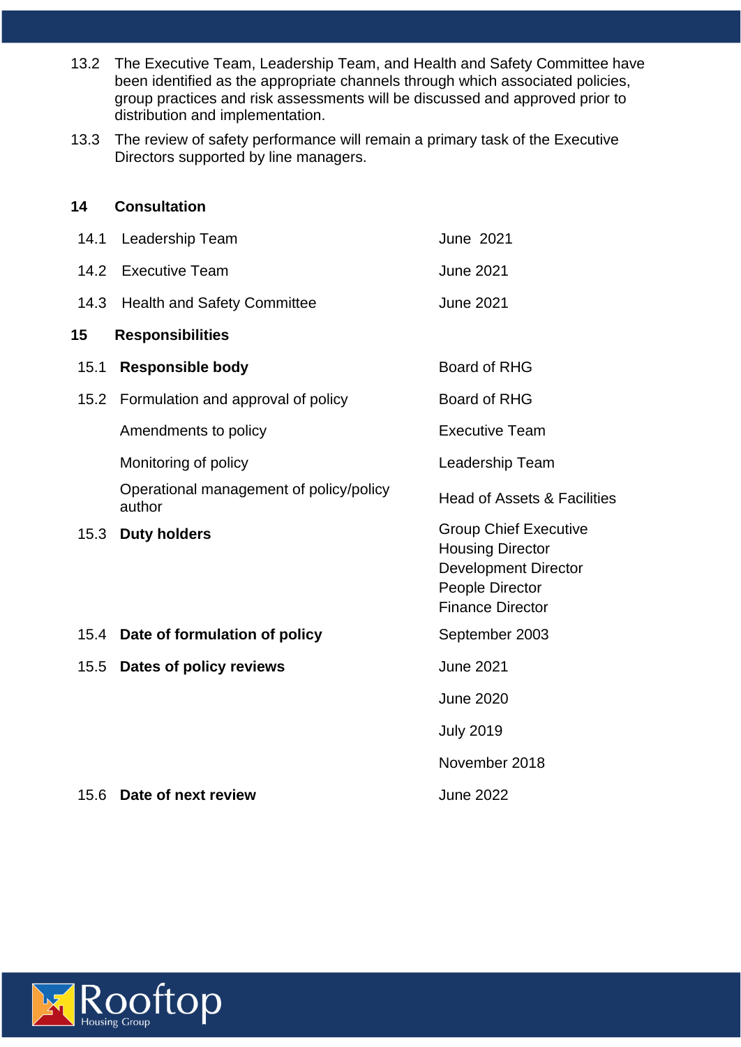13.2 The Executive Team, Leadership Team, and Health and Safety Committee have been identified as the appropriate channels through which associated policies, group practices and risk assessments will be discussed and approved prior to distribution and implementation.

13.3 The review of safety performance will remain a primary task of the Executive Directors supported by line managers.

## 14 Consultation

| | | |
|---|---|---|
| 14.1 | Leadership Team | June 2021 |
| 14.2 | Executive Team | June 2021 |
| 14.3 | Health and Safety Committee | June 2021 |

## 15 Responsibilities

| | | |
|---|---|---|
| 15.1 | **Responsible body** | Board of RHG |
| 15.2 | Formulation and approval of policy | Board of RHG |
| | Amendments to policy | Executive Team |
| | Monitoring of policy | Leadership Team |
| | Operational management of policy/policy author | Head of Assets & Facilities |
| 15.3 | **Duty holders** | Group Chief Executive<br>Housing Director<br>Development Director<br>People Director<br>Finance Director |
| 15.4 | **Date of formulation of policy** | September 2003 |
| 15.5 | **Dates of policy reviews** | June 2021 |
| | | June 2020 |
| | | July 2019 |
| | | November 2018 |
| 15.6 | **Date of next review** | June 2022 |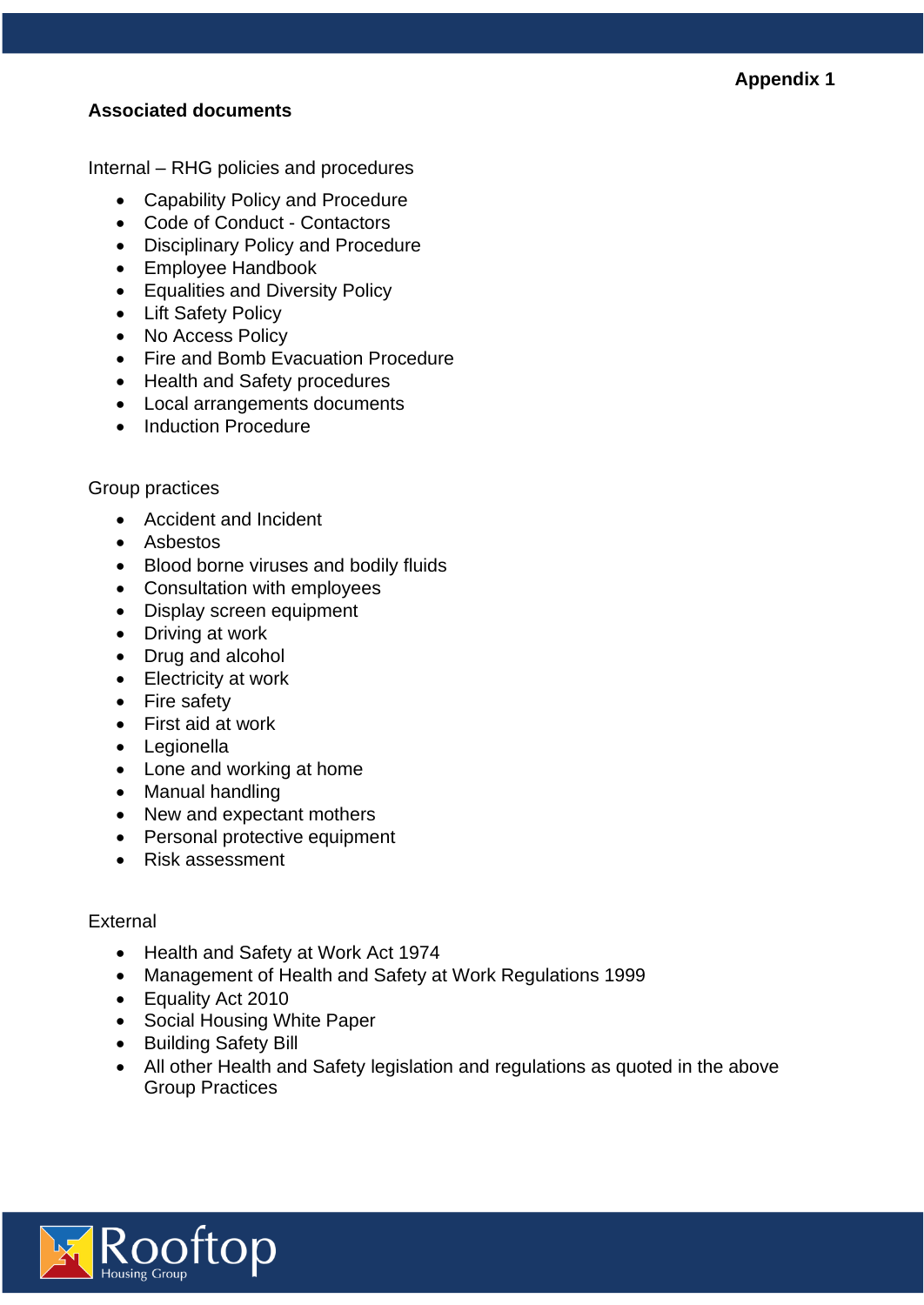**Appendix 1**

**Associated documents**

Internal – RHG policies and procedures

- Capability Policy and Procedure
- Code of Conduct - Contactors
- Disciplinary Policy and Procedure
- Employee Handbook
- Equalities and Diversity Policy
- Lift Safety Policy
- No Access Policy
- Fire and Bomb Evacuation Procedure
- Health and Safety procedures
- Local arrangements documents
- Induction Procedure

Group practices

- Accident and Incident
- Asbestos
- Blood borne viruses and bodily fluids
- Consultation with employees
- Display screen equipment
- Driving at work
- Drug and alcohol
- Electricity at work
- Fire safety
- First aid at work
- Legionella
- Lone and working at home
- Manual handling
- New and expectant mothers
- Personal protective equipment
- Risk assessment

External

- Health and Safety at Work Act 1974
- Management of Health and Safety at Work Regulations 1999
- Equality Act 2010
- Social Housing White Paper
- Building Safety Bill
- All other Health and Safety legislation and regulations as quoted in the above Group Practices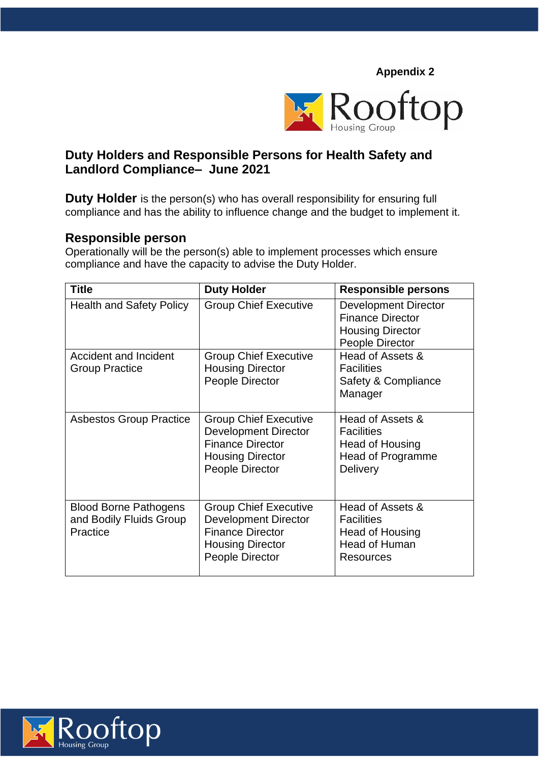**Appendix 2**

# Duty Holders and Responsible Persons for Health Safety and Landlord Compliance– June 2021

**Duty Holder** is the person(s) who has overall responsibility for ensuring full compliance and has the ability to influence change and the budget to implement it.

## Responsible person

Operationally will be the person(s) able to implement processes which ensure compliance and have the capacity to advise the Duty Holder.

| Title | Duty Holder | Responsible persons |
|---|---|---|
| Health and Safety Policy | Group Chief Executive | Development Director<br>Finance Director<br>Housing Director<br>People Director |
| Accident and Incident Group Practice | Group Chief Executive<br>Housing Director<br>People Director | Head of Assets & Facilities<br>Safety & Compliance Manager |
| Asbestos Group Practice | Group Chief Executive<br>Development Director<br>Finance Director<br>Housing Director<br>People Director | Head of Assets & Facilities<br>Head of Housing<br>Head of Programme Delivery |
| Blood Borne Pathogens and Bodily Fluids Group Practice | Group Chief Executive<br>Development Director<br>Finance Director<br>Housing Director<br>People Director | Head of Assets & Facilities<br>Head of Housing<br>Head of Human Resources |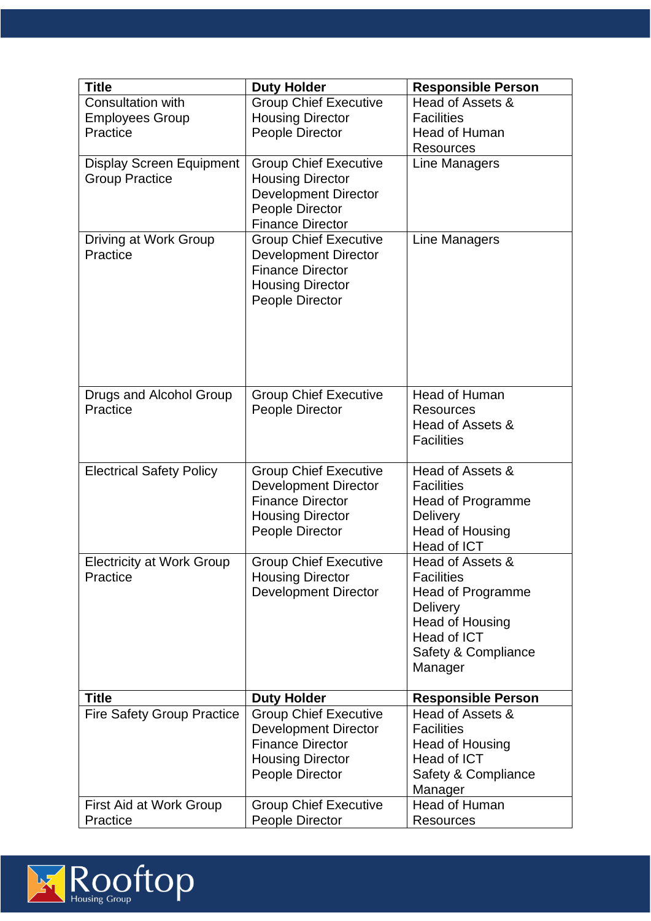| Title | Duty Holder | Responsible Person |
|---|---|---|
| Consultation with Employees Group Practice | Group Chief Executive<br>Housing Director<br>People Director | Head of Assets & Facilities<br>Head of Human Resources |
| Display Screen Equipment Group Practice | Group Chief Executive<br>Housing Director<br>Development Director<br>People Director<br>Finance Director | Line Managers |
| Driving at Work Group Practice | Group Chief Executive<br>Development Director<br>Finance Director<br>Housing Director<br>People Director | Line Managers |
| Drugs and Alcohol Group Practice | Group Chief Executive<br>People Director | Head of Human Resources<br>Head of Assets & Facilities |
| Electrical Safety Policy | Group Chief Executive<br>Development Director<br>Finance Director<br>Housing Director<br>People Director | Head of Assets & Facilities<br>Head of Programme Delivery<br>Head of Housing<br>Head of ICT |
| Electricity at Work Group Practice | Group Chief Executive<br>Housing Director<br>Development Director | Head of Assets & Facilities<br>Head of Programme Delivery<br>Head of Housing<br>Head of ICT<br>Safety & Compliance Manager |
| Fire Safety Group Practice | Group Chief Executive<br>Development Director<br>Finance Director<br>Housing Director<br>People Director | Head of Assets & Facilities<br>Head of Housing<br>Head of ICT<br>Safety & Compliance Manager |
| First Aid at Work Group Practice | Group Chief Executive<br>People Director | Head of Human Resources |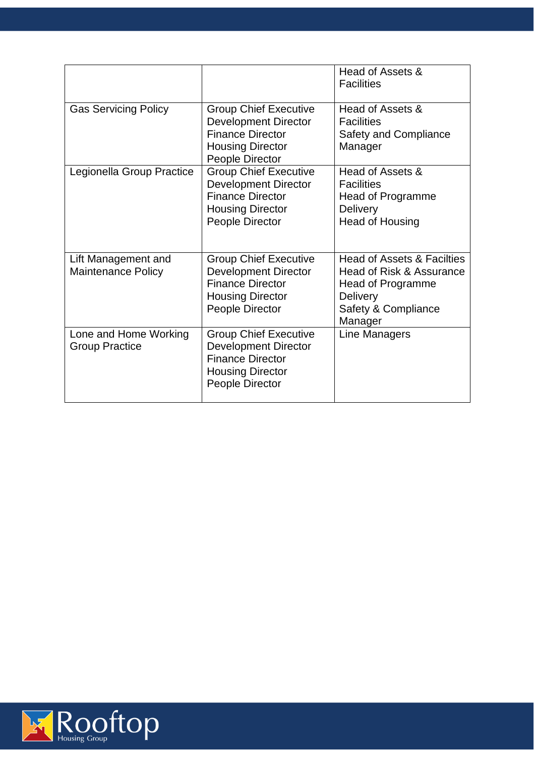| | | |
|---|---|---|
| | | Head of Assets & Facilities |
| Gas Servicing Policy | Group Chief Executive<br>Development Director<br>Finance Director<br>Housing Director<br>People Director | Head of Assets & Facilities<br>Safety and Compliance Manager |
| Legionella Group Practice | Group Chief Executive<br>Development Director<br>Finance Director<br>Housing Director<br>People Director | Head of Assets & Facilities<br>Head of Programme Delivery<br>Head of Housing |
| Lift Management and Maintenance Policy | Group Chief Executive<br>Development Director<br>Finance Director<br>Housing Director<br>People Director | Head of Assets & Facilties<br>Head of Risk & Assurance<br>Head of Programme Delivery<br>Safety & Compliance Manager |
| Lone and Home Working Group Practice | Group Chief Executive<br>Development Director<br>Finance Director<br>Housing Director<br>People Director | Line Managers |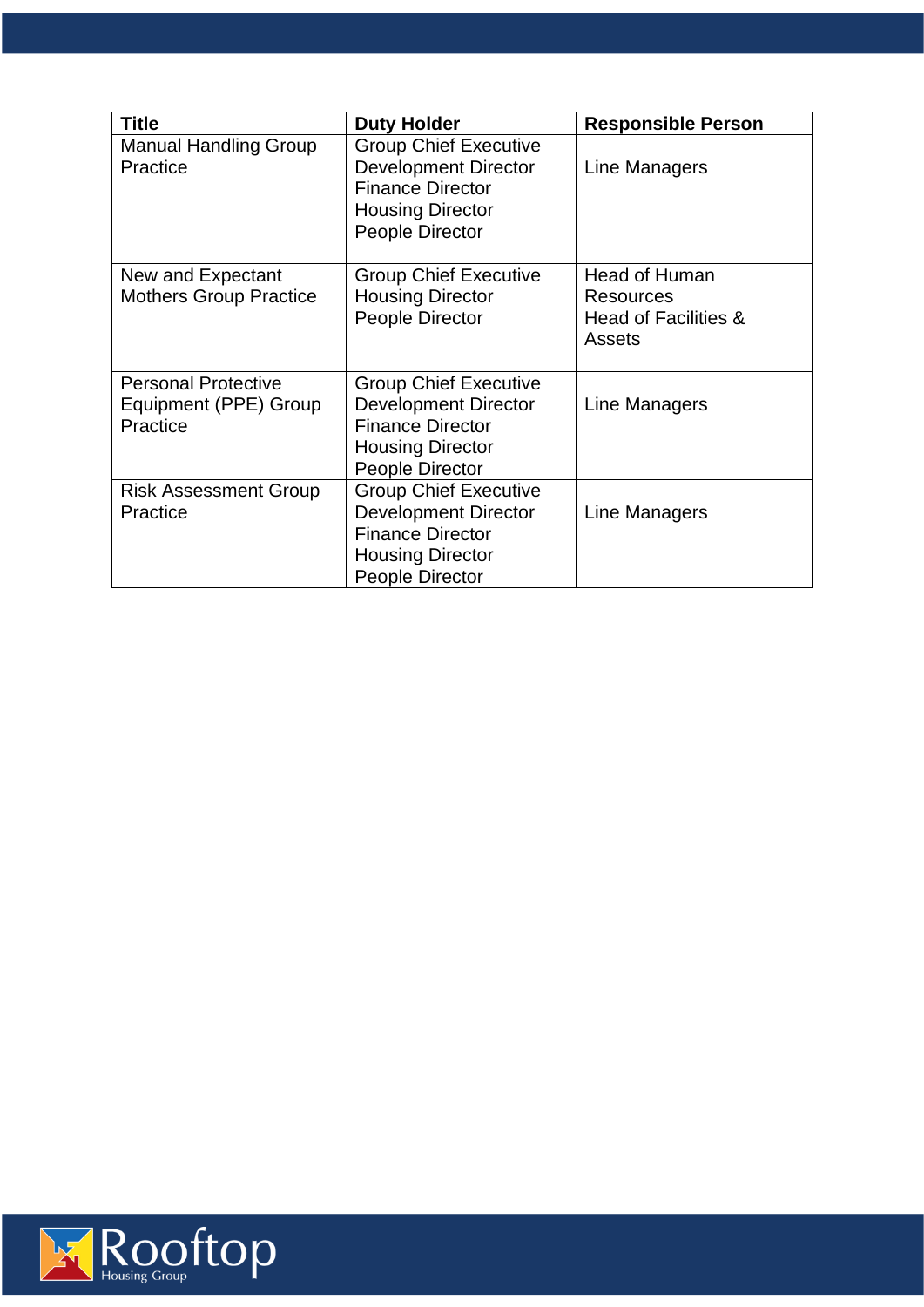| Title | Duty Holder | Responsible Person |
|---|---|---|
| Manual Handling Group Practice | Group Chief Executive<br>Development Director<br>Finance Director<br>Housing Director<br>People Director | Line Managers |
| New and Expectant Mothers Group Practice | Group Chief Executive<br>Housing Director<br>People Director | Head of Human Resources<br>Head of Facilities & Assets |
| Personal Protective Equipment (PPE) Group Practice | Group Chief Executive<br>Development Director<br>Finance Director<br>Housing Director<br>People Director | Line Managers |
| Risk Assessment Group Practice | Group Chief Executive<br>Development Director<br>Finance Director<br>Housing Director<br>People Director | Line Managers |